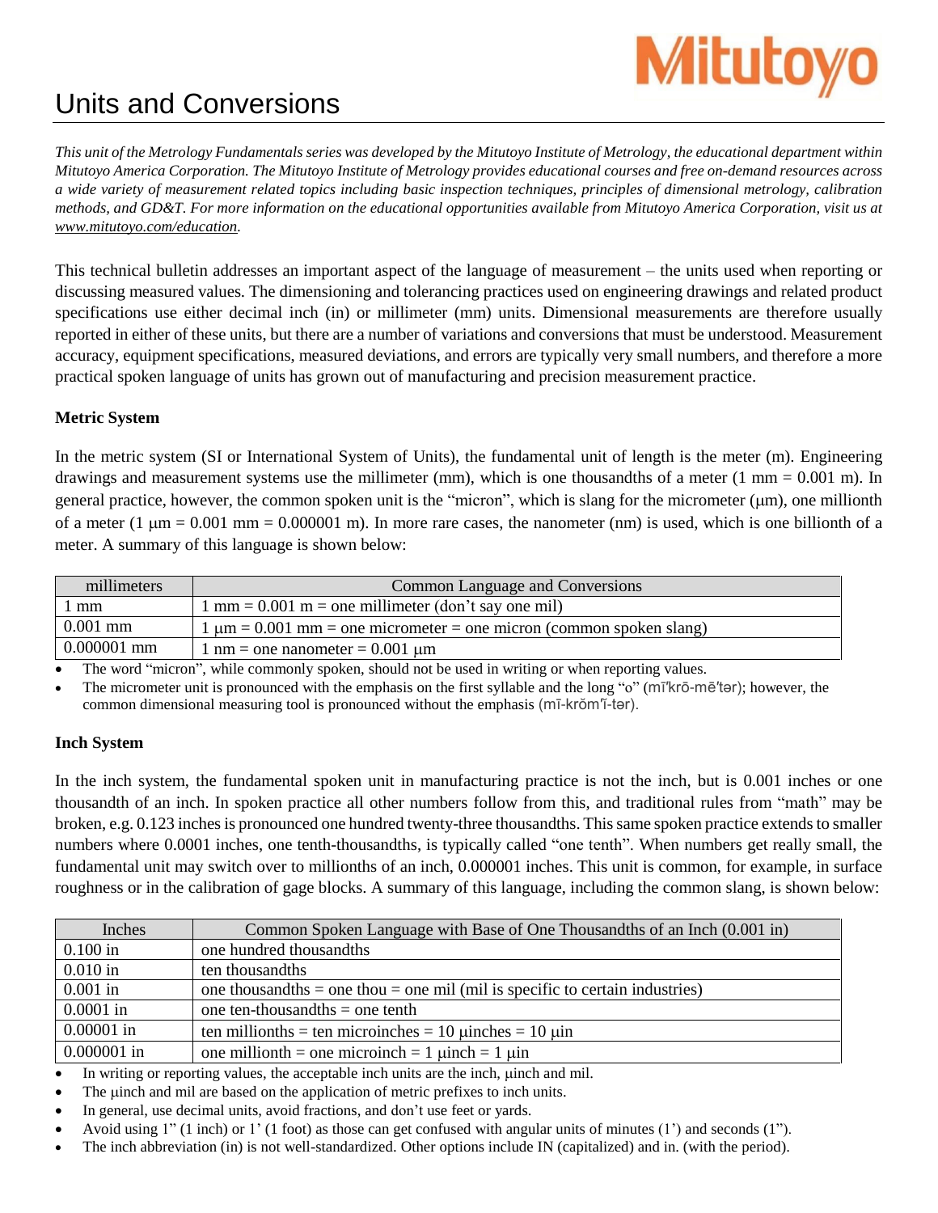# Units and Conversions

*This unit of the Metrology Fundamentals series was developed by the Mitutoyo Institute of Metrology, the educational department within Mitutoyo America Corporation. The Mitutoyo Institute of Metrology provides educational courses and free on-demand resources across a wide variety of measurement related topics including basic inspection techniques, principles of dimensional metrology, calibration methods, and GD&T. For more information on the educational opportunities available from Mitutoyo America Corporation, visit us at www.mitutoyo.com/education.*

This technical bulletin addresses an important aspect of the language of measurement – the units used when reporting or discussing measured values. The dimensioning and tolerancing practices used on engineering drawings and related product specifications use either decimal inch (in) or millimeter (mm) units. Dimensional measurements are therefore usually reported in either of these units, but there are a number of variations and conversions that must be understood. Measurement accuracy, equipment specifications, measured deviations, and errors are typically very small numbers, and therefore a more practical spoken language of units has grown out of manufacturing and precision measurement practice.

### Metric System

In the metric system (SI or International System of Units), the fundamental unit of length is the meter (m). Engineering drawings and measurement systems use the millimeter (mm), which is one thousandths of a meter (1 mm = 0.001 m). In general practice, however, the common spoken unit is the "micron", which is slang for the micrometer (μm), one millionth of a meter (1 μm = 0.001 mm = 0.000001 m). In more rare cases, the nanometer (nm) is used, which is one billionth of a meter. A summary of this language is shown below:

| millimeters | Common Language and Conversions |
|---|---|
| 1 mm | 1 mm = 0.001 m = one millimeter (don't say one mil) |
| 0.001 mm | 1 μm = 0.001 mm = one micrometer = one micron (common spoken slang) |
| 0.000001 mm | 1 nm = one nanometer = 0.001 μm |

- The word "micron", while commonly spoken, should not be used in writing or when reporting values.
- The micrometer unit is pronounced with the emphasis on the first syllable and the long "o" (mī′krō-mē′tər); however, the common dimensional measuring tool is pronounced without the emphasis (mī-krŏm′ĭ-tər).

### Inch System

In the inch system, the fundamental spoken unit in manufacturing practice is not the inch, but is 0.001 inches or one thousandth of an inch. In spoken practice all other numbers follow from this, and traditional rules from "math" may be broken, e.g. 0.123 inches is pronounced one hundred twenty-three thousandths. This same spoken practice extends to smaller numbers where 0.0001 inches, one tenth-thousandths, is typically called "one tenth". When numbers get really small, the fundamental unit may switch over to millionths of an inch, 0.000001 inches. This unit is common, for example, in surface roughness or in the calibration of gage blocks. A summary of this language, including the common slang, is shown below:

| Inches | Common Spoken Language with Base of One Thousandths of an Inch (0.001 in) |
|---|---|
| 0.100 in | one hundred thousandths |
| 0.010 in | ten thousandths |
| 0.001 in | one thousandths = one thou = one mil (mil is specific to certain industries) |
| 0.0001 in | one ten-thousandths = one tenth |
| 0.00001 in | ten millionths = ten microinches = 10 μinches = 10 μin |
| 0.000001 in | one millionth = one microinch = 1 μinch = 1 μin |

- In writing or reporting values, the acceptable inch units are the inch, μinch and mil.
- The μinch and mil are based on the application of metric prefixes to inch units.
- In general, use decimal units, avoid fractions, and don't use feet or yards.
- Avoid using 1" (1 inch) or 1' (1 foot) as those can get confused with angular units of minutes (1') and seconds (1").
- The inch abbreviation (in) is not well-standardized. Other options include IN (capitalized) and in. (with the period).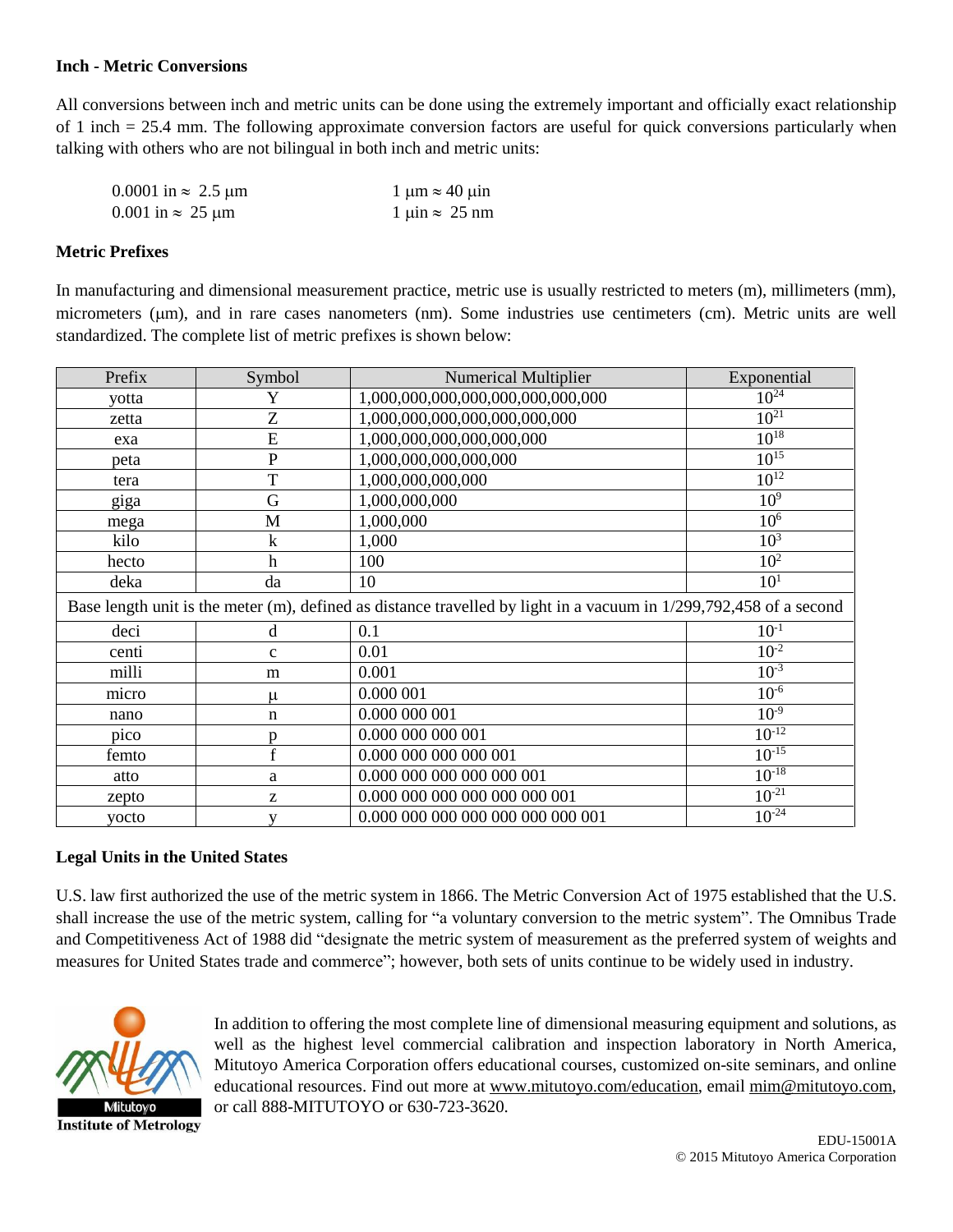## Inch - Metric Conversions

All conversions between inch and metric units can be done using the extremely important and officially exact relationship of 1 inch = 25.4 mm. The following approximate conversion factors are useful for quick conversions particularly when talking with others who are not bilingual in both inch and metric units:

| | |
|---|---|
| 0.0001 in ≈ 2.5 μm | 1 μm ≈ 40 μin |
| 0.001 in ≈ 25 μm | 1 μin ≈ 25 nm |

## Metric Prefixes

In manufacturing and dimensional measurement practice, metric use is usually restricted to meters (m), millimeters (mm), micrometers (μm), and in rare cases nanometers (nm). Some industries use centimeters (cm). Metric units are well standardized. The complete list of metric prefixes is shown below:

| Prefix | Symbol | Numerical Multiplier | Exponential |
|---|---|---|---|
| yotta | Y | 1,000,000,000,000,000,000,000,000 | $10^{24}$ |
| zetta | Z | 1,000,000,000,000,000,000,000 | $10^{21}$ |
| exa | E | 1,000,000,000,000,000,000 | $10^{18}$ |
| peta | P | 1,000,000,000,000,000 | $10^{15}$ |
| tera | T | 1,000,000,000,000 | $10^{12}$ |
| giga | G | 1,000,000,000 | $10^{9}$ |
| mega | M | 1,000,000 | $10^{6}$ |
| kilo | k | 1,000 | $10^{3}$ |
| hecto | h | 100 | $10^{2}$ |
| deka | da | 10 | $10^{1}$ |
| Base length unit is the meter (m), defined as distance travelled by light in a vacuum in 1/299,792,458 of a second | | | |
| deci | d | 0.1 | $10^{-1}$ |
| centi | c | 0.01 | $10^{-2}$ |
| milli | m | 0.001 | $10^{-3}$ |
| micro | μ | 0.000 001 | $10^{-6}$ |
| nano | n | 0.000 000 001 | $10^{-9}$ |
| pico | p | 0.000 000 000 001 | $10^{-12}$ |
| femto | f | 0.000 000 000 000 001 | $10^{-15}$ |
| atto | a | 0.000 000 000 000 000 001 | $10^{-18}$ |
| zepto | z | 0.000 000 000 000 000 000 001 | $10^{-21}$ |
| yocto | y | 0.000 000 000 000 000 000 000 001 | $10^{-24}$ |

## Legal Units in the United States

U.S. law first authorized the use of the metric system in 1866. The Metric Conversion Act of 1975 established that the U.S. shall increase the use of the metric system, calling for "a voluntary conversion to the metric system". The Omnibus Trade and Competitiveness Act of 1988 did "designate the metric system of measurement as the preferred system of weights and measures for United States trade and commerce"; however, both sets of units continue to be widely used in industry.

Mitutoyo
Institute of Metrology

In addition to offering the most complete line of dimensional measuring equipment and solutions, as well as the highest level commercial calibration and inspection laboratory in North America, Mitutoyo America Corporation offers educational courses, customized on-site seminars, and online educational resources. Find out more at www.mitutoyo.com/education, email mim@mitutoyo.com, or call 888-MITUTOYO or 630-723-3620.

EDU-15001A
© 2015 Mitutoyo America Corporation